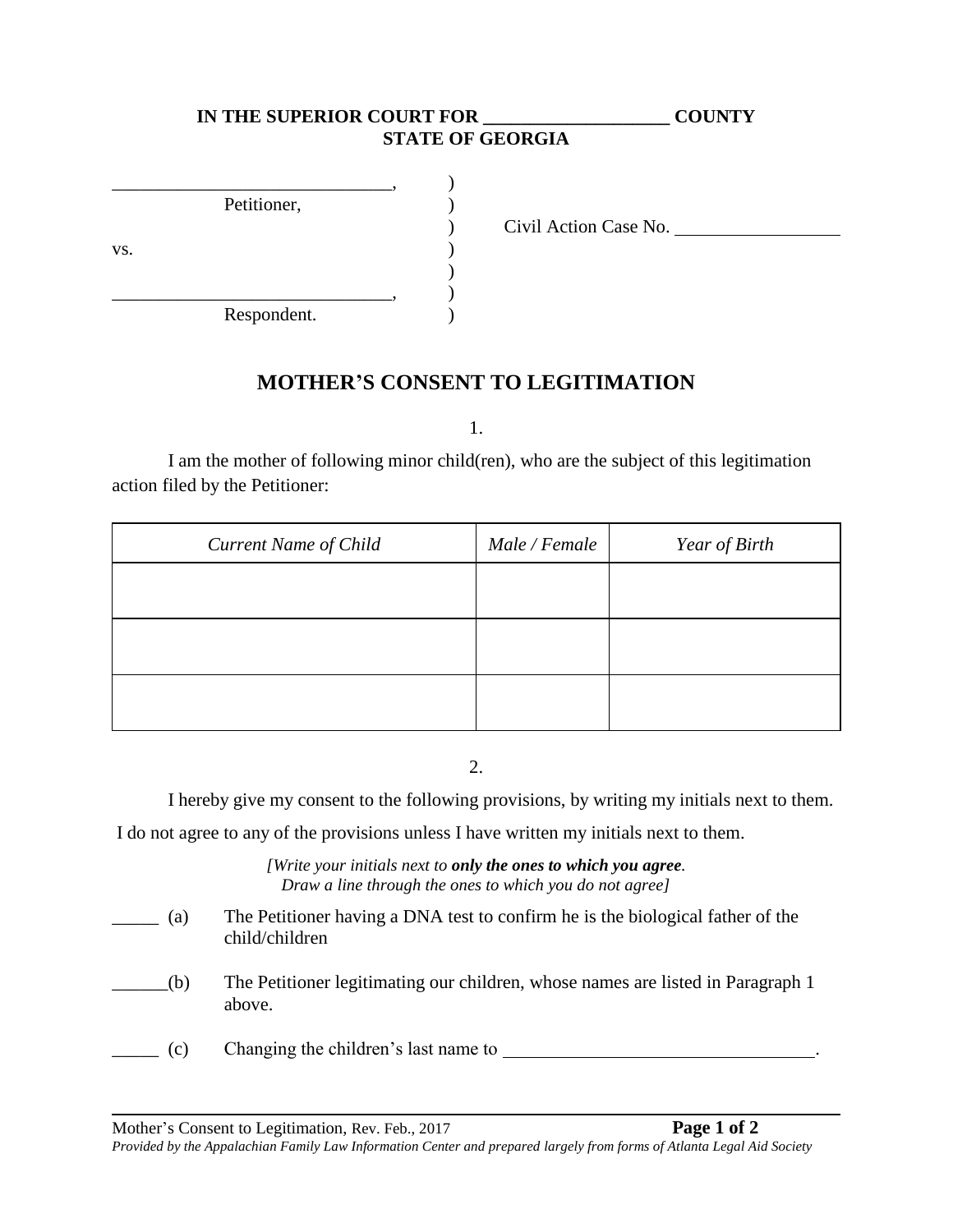**IN THE SUPERIOR COURT FOR ___________________ COUNTY**
**STATE OF GEORGIA**

______________________________, )
Petitioner, )
) Civil Action Case No. _________________
vs. )
)
______________________________, )
Respondent. )

# MOTHER'S CONSENT TO LEGITIMATION

1.

I am the mother of following minor child(ren), who are the subject of this legitimation action filed by the Petitioner:

| *Current Name of Child* | *Male / Female* | *Year of Birth* |
|---|---|---|
| | | |
| | | |
| | | |

2.

I hereby give my consent to the following provisions, by writing my initials next to them.

I do not agree to any of the provisions unless I have written my initials next to them.

*[Write your initials next to **only the ones to which you agree**. Draw a line through the ones to which you do not agree]*

_____ (a) The Petitioner having a DNA test to confirm he is the biological father of the child/children

______(b) The Petitioner legitimating our children, whose names are listed in Paragraph 1 above.

_____ (c) Changing the children's last name to _________________________________.

Mother's Consent to Legitimation, Rev. Feb., 2017

*Provided by the Appalachian Family Law Information Center and prepared largely from forms of Atlanta Legal Aid Society*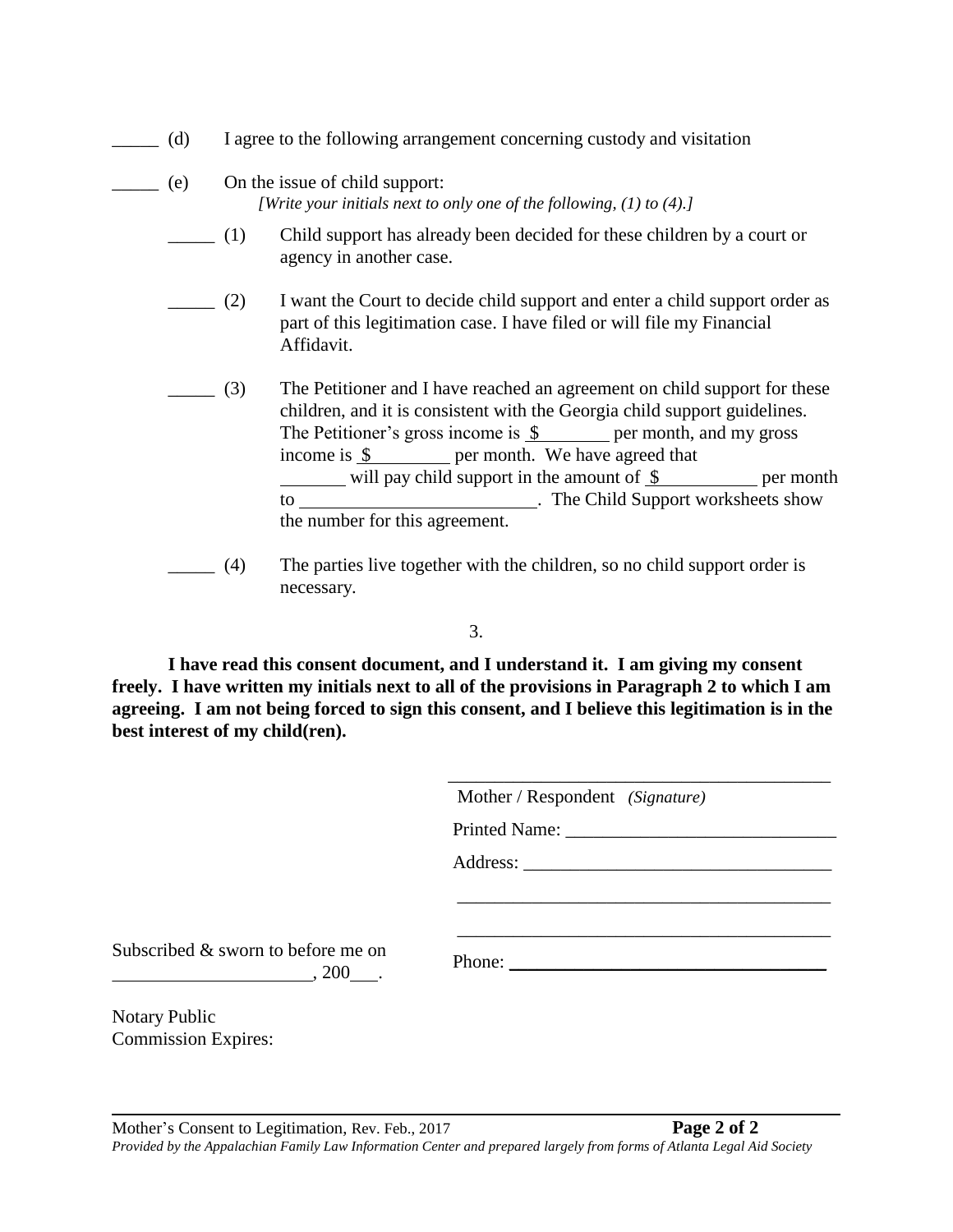_____ (d) I agree to the following arrangement concerning custody and visitation

_____ (e) On the issue of child support:
*[Write your initials next to only one of the following, (1) to (4).]*

_____ (1) Child support has already been decided for these children by a court or agency in another case.

_____ (2) I want the Court to decide child support and enter a child support order as part of this legitimation case. I have filed or will file my Financial Affidavit.

_____ (3) The Petitioner and I have reached an agreement on child support for these children, and it is consistent with the Georgia child support guidelines. The Petitioner's gross income is $________ per month, and my gross income is $_________ per month. We have agreed that _______ will pay child support in the amount of $___________ per month to __________________________. The Child Support worksheets show the number for this agreement.

_____ (4) The parties live together with the children, so no child support order is necessary.

3.

**I have read this consent document, and I understand it. I am giving my consent freely. I have written my initials next to all of the provisions in Paragraph 2 to which I am agreeing. I am not being forced to sign this consent, and I believe this legitimation is in the best interest of my child(ren).**

__________________________________________
Mother / Respondent *(Signature)*

Printed Name: _____________________________

Address: _________________________________

_________________________________________

_________________________________________

Phone: __________________________________

Subscribed & sworn to before me on
_____________________, 200___.

Notary Public
Commission Expires:

Mother's Consent to Legitimation, Rev. Feb., 2017

*Provided by the Appalachian Family Law Information Center and prepared largely from forms of Atlanta Legal Aid Society*